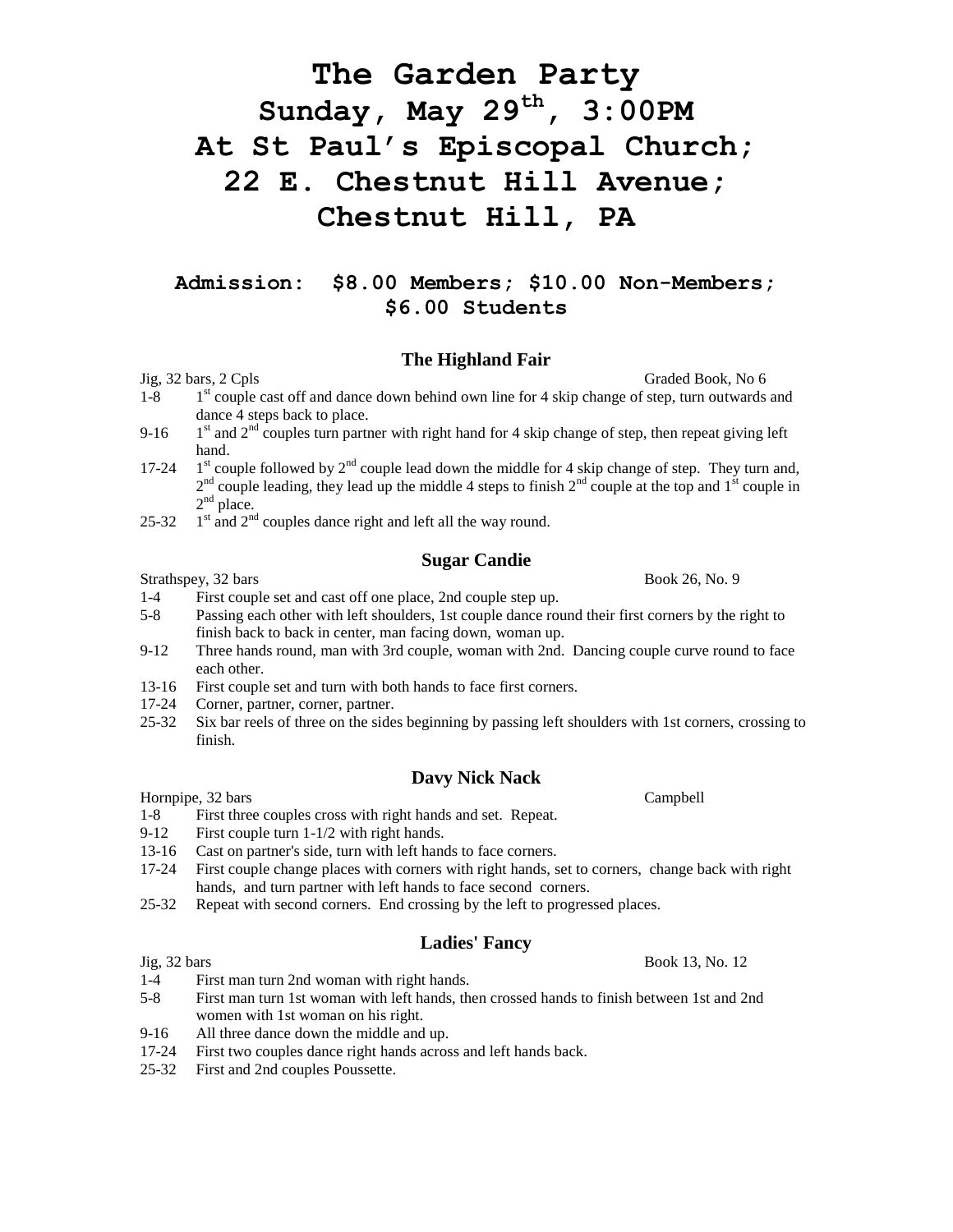# The Garden Party
# Sunday, May 29th, 3:00PM
# At St Paul's Episcopal Church; 22 E. Chestnut Hill Avenue; Chestnut Hill, PA

**Admission: $8.00 Members; $10.00 Non-Members; $6.00 Students**

### The Highland Fair

Jig, 32 bars, 2 Cpls — Graded Book, No 6

- 1-8 1st couple cast off and dance down behind own line for 4 skip change of step, turn outwards and dance 4 steps back to place.
- 9-16 1st and 2nd couples turn partner with right hand for 4 skip change of step, then repeat giving left hand.
- 17-24 1st couple followed by 2nd couple lead down the middle for 4 skip change of step. They turn and, 2nd couple leading, they lead up the middle 4 steps to finish 2nd couple at the top and 1st couple in 2nd place.
- 25-32 1st and 2nd couples dance right and left all the way round.

### Sugar Candie

Strathspey, 32 bars — Book 26, No. 9

- 1-4 First couple set and cast off one place, 2nd couple step up.
- 5-8 Passing each other with left shoulders, 1st couple dance round their first corners by the right to finish back to back in center, man facing down, woman up.
- 9-12 Three hands round, man with 3rd couple, woman with 2nd. Dancing couple curve round to face each other.
- 13-16 First couple set and turn with both hands to face first corners.
- 17-24 Corner, partner, corner, partner.
- 25-32 Six bar reels of three on the sides beginning by passing left shoulders with 1st corners, crossing to finish.

### Davy Nick Nack

Hornpipe, 32 bars — Campbell

- 1-8 First three couples cross with right hands and set. Repeat.
- 9-12 First couple turn 1-1/2 with right hands.
- 13-16 Cast on partner's side, turn with left hands to face corners.
- 17-24 First couple change places with corners with right hands, set to corners, change back with right hands, and turn partner with left hands to face second corners.
- 25-32 Repeat with second corners. End crossing by the left to progressed places.

### Ladies' Fancy

Jig, 32 bars — Book 13, No. 12

- 1-4 First man turn 2nd woman with right hands.
- 5-8 First man turn 1st woman with left hands, then crossed hands to finish between 1st and 2nd women with 1st woman on his right.
- 9-16 All three dance down the middle and up.
- 17-24 First two couples dance right hands across and left hands back.
- 25-32 First and 2nd couples Poussette.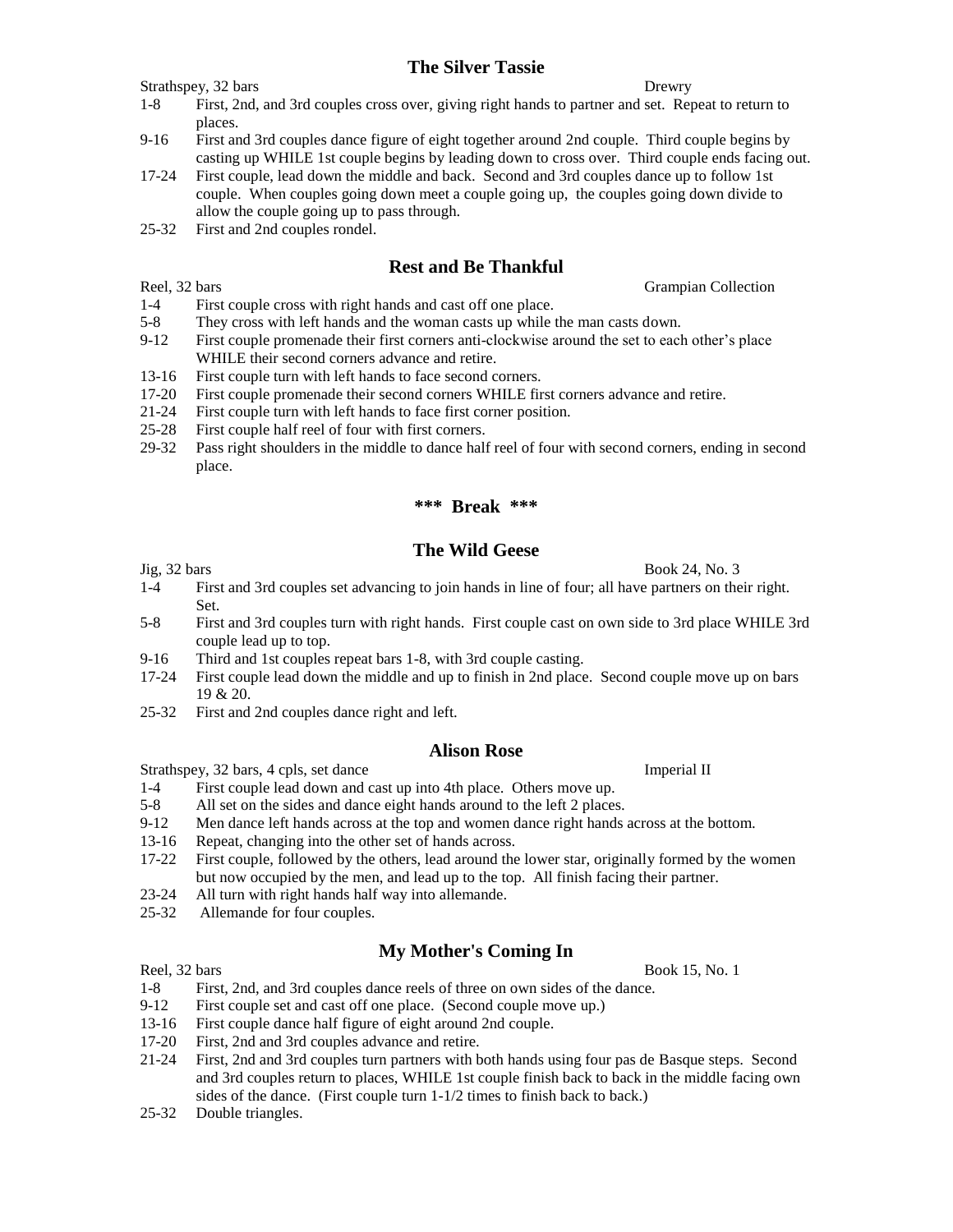## The Silver Tassie

Strathspey, 32 bars — Drewry

- 1-8 First, 2nd, and 3rd couples cross over, giving right hands to partner and set. Repeat to return to places.
- 9-16 First and 3rd couples dance figure of eight together around 2nd couple. Third couple begins by casting up WHILE 1st couple begins by leading down to cross over. Third couple ends facing out.
- 17-24 First couple, lead down the middle and back. Second and 3rd couples dance up to follow 1st couple. When couples going down meet a couple going up, the couples going down divide to allow the couple going up to pass through.
- 25-32 First and 2nd couples rondel.

## Rest and Be Thankful

Reel, 32 bars — Grampian Collection

- 1-4 First couple cross with right hands and cast off one place.
- 5-8 They cross with left hands and the woman casts up while the man casts down.
- 9-12 First couple promenade their first corners anti-clockwise around the set to each other's place WHILE their second corners advance and retire.
- 13-16 First couple turn with left hands to face second corners.
- 17-20 First couple promenade their second corners WHILE first corners advance and retire.
- 21-24 First couple turn with left hands to face first corner position.
- 25-28 First couple half reel of four with first corners.
- 29-32 Pass right shoulders in the middle to dance half reel of four with second corners, ending in second place.

**\*\*\* Break \*\*\***

## The Wild Geese

Jig, 32 bars — Book 24, No. 3

- 1-4 First and 3rd couples set advancing to join hands in line of four; all have partners on their right. Set.
- 5-8 First and 3rd couples turn with right hands. First couple cast on own side to 3rd place WHILE 3rd couple lead up to top.
- 9-16 Third and 1st couples repeat bars 1-8, with 3rd couple casting.
- 17-24 First couple lead down the middle and up to finish in 2nd place. Second couple move up on bars 19 & 20.
- 25-32 First and 2nd couples dance right and left.

## Alison Rose

Strathspey, 32 bars, 4 cpls, set dance — Imperial II

- 1-4 First couple lead down and cast up into 4th place. Others move up.
- 5-8 All set on the sides and dance eight hands around to the left 2 places.
- 9-12 Men dance left hands across at the top and women dance right hands across at the bottom.
- 13-16 Repeat, changing into the other set of hands across.
- 17-22 First couple, followed by the others, lead around the lower star, originally formed by the women but now occupied by the men, and lead up to the top. All finish facing their partner.
- 23-24 All turn with right hands half way into allemande.
- 25-32 Allemande for four couples.

## My Mother's Coming In

Reel, 32 bars — Book 15, No. 1

- 1-8 First, 2nd, and 3rd couples dance reels of three on own sides of the dance.
- 9-12 First couple set and cast off one place. (Second couple move up.)
- 13-16 First couple dance half figure of eight around 2nd couple.
- 17-20 First, 2nd and 3rd couples advance and retire.
- 21-24 First, 2nd and 3rd couples turn partners with both hands using four pas de Basque steps. Second and 3rd couples return to places, WHILE 1st couple finish back to back in the middle facing own sides of the dance. (First couple turn 1-1/2 times to finish back to back.)
- 25-32 Double triangles.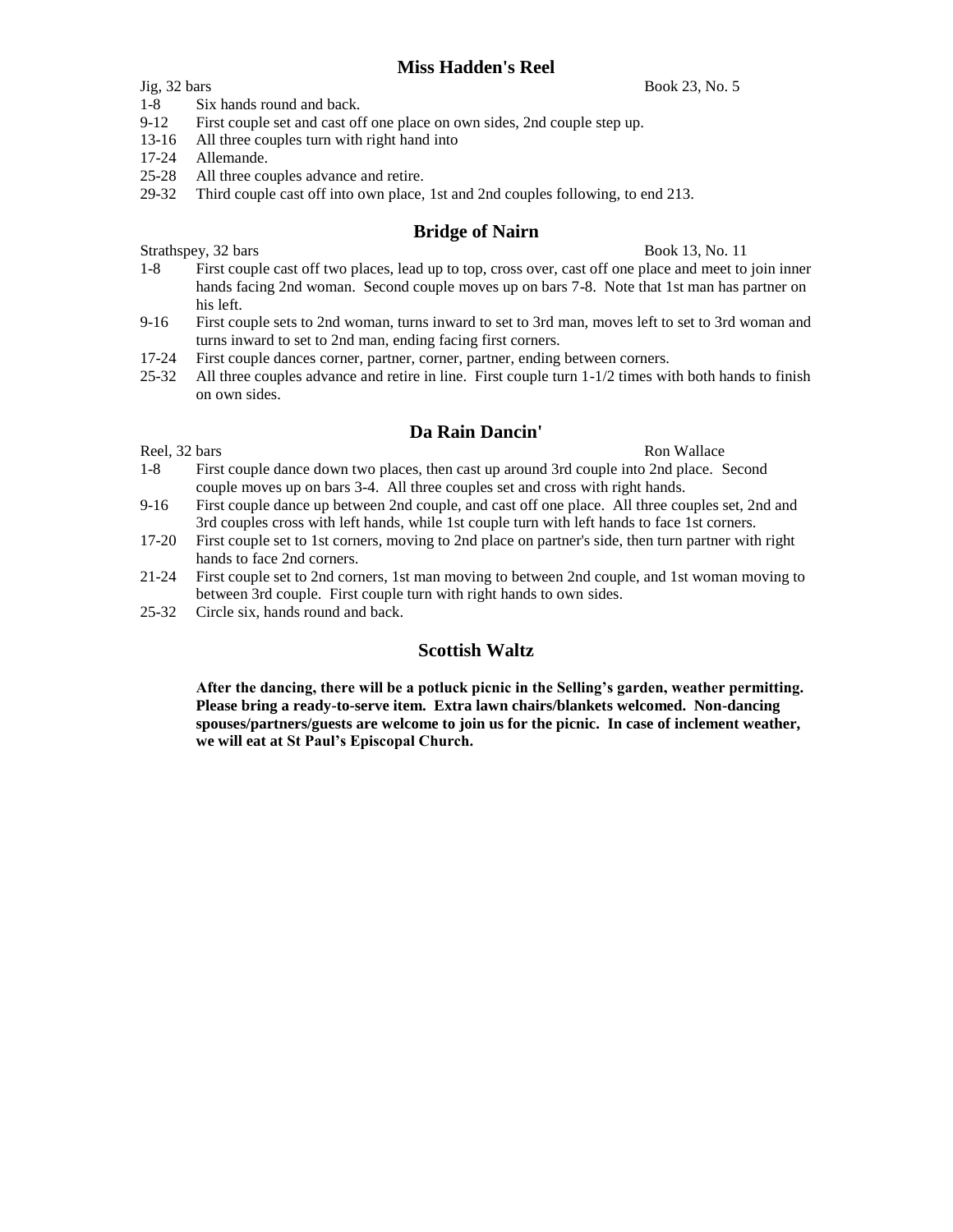## Miss Hadden's Reel

Jig, 32 bars Book 23, No. 5

- 1-8 Six hands round and back.
- 9-12 First couple set and cast off one place on own sides, 2nd couple step up.
- 13-16 All three couples turn with right hand into
- 17-24 Allemande.
- 25-28 All three couples advance and retire.
- 29-32 Third couple cast off into own place, 1st and 2nd couples following, to end 213.

## Bridge of Nairn

Strathspey, 32 bars Book 13, No. 11

- 1-8 First couple cast off two places, lead up to top, cross over, cast off one place and meet to join inner hands facing 2nd woman. Second couple moves up on bars 7-8. Note that 1st man has partner on his left.
- 9-16 First couple sets to 2nd woman, turns inward to set to 3rd man, moves left to set to 3rd woman and turns inward to set to 2nd man, ending facing first corners.
- 17-24 First couple dances corner, partner, corner, partner, ending between corners.
- 25-32 All three couples advance and retire in line. First couple turn 1-1/2 times with both hands to finish on own sides.

## Da Rain Dancin'

Reel, 32 bars Ron Wallace

- 1-8 First couple dance down two places, then cast up around 3rd couple into 2nd place. Second couple moves up on bars 3-4. All three couples set and cross with right hands.
- 9-16 First couple dance up between 2nd couple, and cast off one place. All three couples set, 2nd and 3rd couples cross with left hands, while 1st couple turn with left hands to face 1st corners.
- 17-20 First couple set to 1st corners, moving to 2nd place on partner's side, then turn partner with right hands to face 2nd corners.
- 21-24 First couple set to 2nd corners, 1st man moving to between 2nd couple, and 1st woman moving to between 3rd couple. First couple turn with right hands to own sides.
- 25-32 Circle six, hands round and back.

## Scottish Waltz

**After the dancing, there will be a potluck picnic in the Selling's garden, weather permitting. Please bring a ready-to-serve item. Extra lawn chairs/blankets welcomed. Non-dancing spouses/partners/guests are welcome to join us for the picnic. In case of inclement weather, we will eat at St Paul's Episcopal Church.**